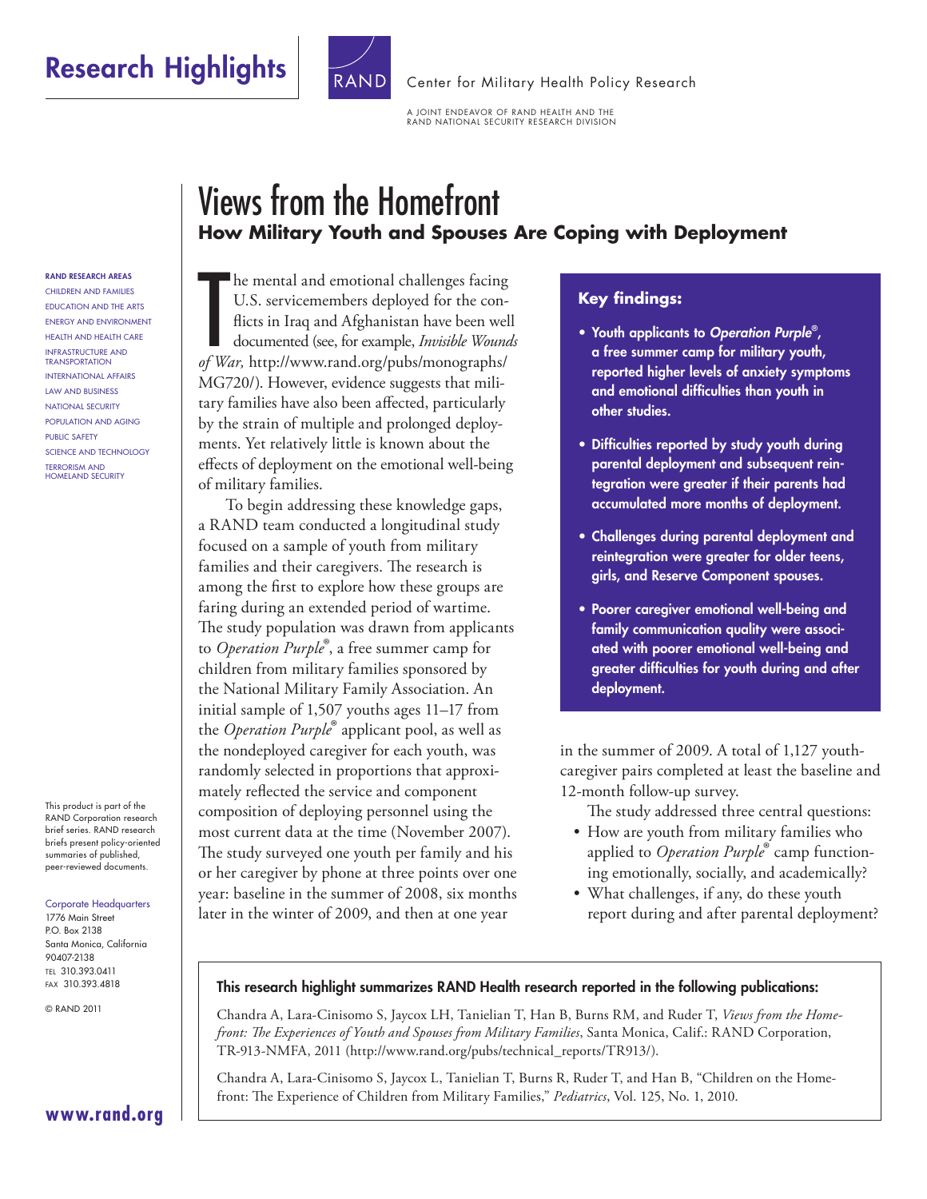Research Highlights

Center for Military Health Policy Research

A JOINT ENDEAVOR OF RAND HEALTH AND THE RAND NATIONAL SECURITY RESEARCH DIVISION

# Views from the Homefront

## How Military Youth and Spouses Are Coping with Deployment

**RAND RESEARCH AREAS**

CHILDREN AND FAMILIES
EDUCATION AND THE ARTS
ENERGY AND ENVIRONMENT
HEALTH AND HEALTH CARE
INFRASTRUCTURE AND TRANSPORTATION
INTERNATIONAL AFFAIRS
LAW AND BUSINESS
NATIONAL SECURITY
POPULATION AND AGING
PUBLIC SAFETY
SCIENCE AND TECHNOLOGY
TERRORISM AND HOMELAND SECURITY

This product is part of the RAND Corporation research brief series. RAND research briefs present policy-oriented summaries of published, peer-reviewed documents.

Corporate Headquarters
1776 Main Street
P.O. Box 2138
Santa Monica, California 90407-2138
TEL 310.393.0411
FAX 310.393.4818

© RAND 2011

**www.rand.org**

The mental and emotional challenges facing U.S. servicemembers deployed for the conflicts in Iraq and Afghanistan have been well documented (see, for example, *Invisible Wounds of War,* http://www.rand.org/pubs/monographs/MG720/). However, evidence suggests that military families have also been affected, particularly by the strain of multiple and prolonged deployments. Yet relatively little is known about the effects of deployment on the emotional well-being of military families.

To begin addressing these knowledge gaps, a RAND team conducted a longitudinal study focused on a sample of youth from military families and their caregivers. The research is among the first to explore how these groups are faring during an extended period of wartime. The study population was drawn from applicants to *Operation Purple*®, a free summer camp for children from military families sponsored by the National Military Family Association. An initial sample of 1,507 youths ages 11–17 from the *Operation Purple*® applicant pool, as well as the nondeployed caregiver for each youth, was randomly selected in proportions that approximately reflected the service and component composition of deploying personnel using the most current data at the time (November 2007). The study surveyed one youth per family and his or her caregiver by phone at three points over one year: baseline in the summer of 2008, six months later in the winter of 2009, and then at one year in the summer of 2009. A total of 1,127 youth-caregiver pairs completed at least the baseline and 12-month follow-up survey.

The study addressed three central questions:

- How are youth from military families who applied to *Operation Purple*® camp functioning emotionally, socially, and academically?
- What challenges, if any, do these youth report during and after parental deployment?

**Key findings:**

- **Youth applicants to *Operation Purple*®, a free summer camp for military youth, reported higher levels of anxiety symptoms and emotional difficulties than youth in other studies.**
- **Difficulties reported by study youth during parental deployment and subsequent reintegration were greater if their parents had accumulated more months of deployment.**
- **Challenges during parental deployment and reintegration were greater for older teens, girls, and Reserve Component spouses.**
- **Poorer caregiver emotional well-being and family communication quality were associated with poorer emotional well-being and greater difficulties for youth during and after deployment.**

**This research highlight summarizes RAND Health research reported in the following publications:**

Chandra A, Lara-Cinisomo S, Jaycox LH, Tanielian T, Han B, Burns RM, and Ruder T, *Views from the Homefront: The Experiences of Youth and Spouses from Military Families*, Santa Monica, Calif.: RAND Corporation, TR-913-NMFA, 2011 (http://www.rand.org/pubs/technical_reports/TR913/).

Chandra A, Lara-Cinisomo S, Jaycox L, Tanielian T, Burns R, Ruder T, and Han B, "Children on the Homefront: The Experience of Children from Military Families," *Pediatrics*, Vol. 125, No. 1, 2010.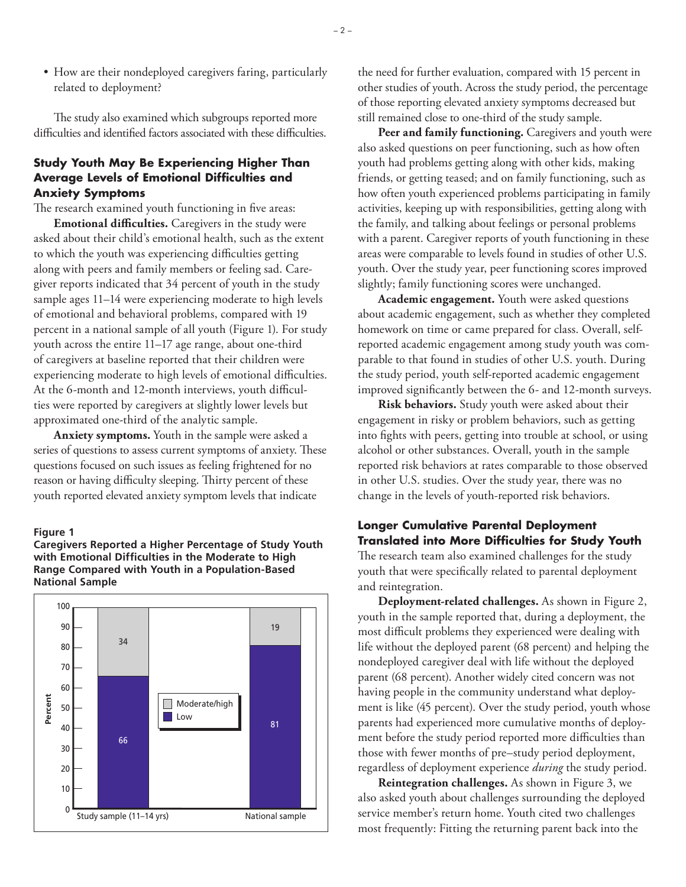- How are their nondeployed caregivers faring, particularly related to deployment?

The study also examined which subgroups reported more difficulties and identified factors associated with these difficulties.

## Study Youth May Be Experiencing Higher Than Average Levels of Emotional Difficulties and Anxiety Symptoms

The research examined youth functioning in five areas:

**Emotional difficulties.** Caregivers in the study were asked about their child's emotional health, such as the extent to which the youth was experiencing difficulties getting along with peers and family members or feeling sad. Caregiver reports indicated that 34 percent of youth in the study sample ages 11–14 were experiencing moderate to high levels of emotional and behavioral problems, compared with 19 percent in a national sample of all youth (Figure 1). For study youth across the entire 11–17 age range, about one-third of caregivers at baseline reported that their children were experiencing moderate to high levels of emotional difficulties. At the 6-month and 12-month interviews, youth difficulties were reported by caregivers at slightly lower levels but approximated one-third of the analytic sample.

**Anxiety symptoms.** Youth in the sample were asked a series of questions to assess current symptoms of anxiety. These questions focused on such issues as feeling frightened for no reason or having difficulty sleeping. Thirty percent of these youth reported elevated anxiety symptom levels that indicate the need for further evaluation, compared with 15 percent in other studies of youth. Across the study period, the percentage of those reporting elevated anxiety symptoms decreased but still remained close to one-third of the study sample.

**Figure 1**
**Caregivers Reported a Higher Percentage of Study Youth with Emotional Difficulties in the Moderate to High Range Compared with Youth in a Population-Based National Sample**

| | Study sample (11–14 yrs) | National sample |
|---|---|---|
| Moderate/high | 34 | 19 |
| Low | 66 | 81 |

**Peer and family functioning.** Caregivers and youth were also asked questions on peer functioning, such as how often youth had problems getting along with other kids, making friends, or getting teased; and on family functioning, such as how often youth experienced problems participating in family activities, keeping up with responsibilities, getting along with the family, and talking about feelings or personal problems with a parent. Caregiver reports of youth functioning in these areas were comparable to levels found in studies of other U.S. youth. Over the study year, peer functioning scores improved slightly; family functioning scores were unchanged.

**Academic engagement.** Youth were asked questions about academic engagement, such as whether they completed homework on time or came prepared for class. Overall, self-reported academic engagement among study youth was comparable to that found in studies of other U.S. youth. During the study period, youth self-reported academic engagement improved significantly between the 6- and 12-month surveys.

**Risk behaviors.** Study youth were asked about their engagement in risky or problem behaviors, such as getting into fights with peers, getting into trouble at school, or using alcohol or other substances. Overall, youth in the sample reported risk behaviors at rates comparable to those observed in other U.S. studies. Over the study year, there was no change in the levels of youth-reported risk behaviors.

## Longer Cumulative Parental Deployment Translated into More Difficulties for Study Youth

The research team also examined challenges for the study youth that were specifically related to parental deployment and reintegration.

**Deployment-related challenges.** As shown in Figure 2, youth in the sample reported that, during a deployment, the most difficult problems they experienced were dealing with life without the deployed parent (68 percent) and helping the nondeployed caregiver deal with life without the deployed parent (68 percent). Another widely cited concern was not having people in the community understand what deployment is like (45 percent). Over the study period, youth whose parents had experienced more cumulative months of deployment before the study period reported more difficulties than those with fewer months of pre–study period deployment, regardless of deployment experience *during* the study period.

**Reintegration challenges.** As shown in Figure 3, we also asked youth about challenges surrounding the deployed service member's return home. Youth cited two challenges most frequently: Fitting the returning parent back into the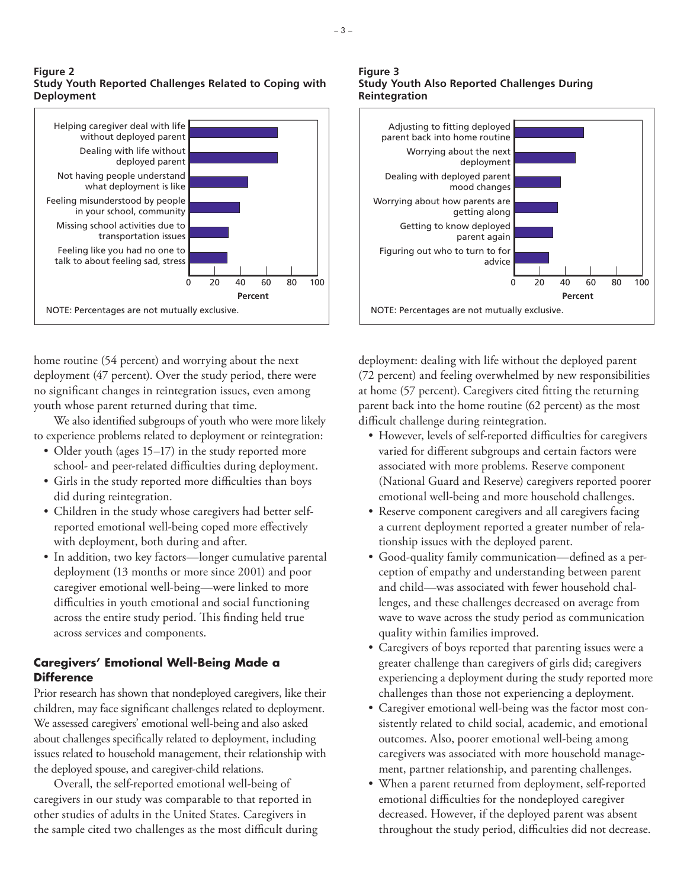**Figure 2**
**Study Youth Reported Challenges Related to Coping with Deployment**

Helping caregiver deal with life without deployed parent

Dealing with life without deployed parent

Not having people understand what deployment is like

Feeling misunderstood by people in your school, community

Missing school activities due to transportation issues

Feeling like you had no one to talk to about feeling sad, stress

0 20 40 60 80 100

Percent

NOTE: Percentages are not mutually exclusive.

**Figure 3**
**Study Youth Also Reported Challenges During Reintegration**

Adjusting to fitting deployed parent back into home routine

Worrying about the next deployment

Dealing with deployed parent mood changes

Worrying about how parents are getting along

Getting to know deployed parent again

Figuring out who to turn to for advice

0 20 40 60 80 100

Percent

NOTE: Percentages are not mutually exclusive.

home routine (54 percent) and worrying about the next deployment (47 percent). Over the study period, there were no significant changes in reintegration issues, even among youth whose parent returned during that time.

We also identified subgroups of youth who were more likely to experience problems related to deployment or reintegration:

- Older youth (ages 15–17) in the study reported more school- and peer-related difficulties during deployment.
- Girls in the study reported more difficulties than boys did during reintegration.
- Children in the study whose caregivers had better self-reported emotional well-being coped more effectively with deployment, both during and after.
- In addition, two key factors—longer cumulative parental deployment (13 months or more since 2001) and poor caregiver emotional well-being—were linked to more difficulties in youth emotional and social functioning across the entire study period. This finding held true across services and components.

## Caregivers' Emotional Well-Being Made a Difference

Prior research has shown that nondeployed caregivers, like their children, may face significant challenges related to deployment. We assessed caregivers' emotional well-being and also asked about challenges specifically related to deployment, including issues related to household management, their relationship with the deployed spouse, and caregiver-child relations.

Overall, the self-reported emotional well-being of caregivers in our study was comparable to that reported in other studies of adults in the United States. Caregivers in the sample cited two challenges as the most difficult during deployment: dealing with life without the deployed parent (72 percent) and feeling overwhelmed by new responsibilities at home (57 percent). Caregivers cited fitting the returning parent back into the home routine (62 percent) as the most difficult challenge during reintegration.

- However, levels of self-reported difficulties for caregivers varied for different subgroups and certain factors were associated with more problems. Reserve component (National Guard and Reserve) caregivers reported poorer emotional well-being and more household challenges.
- Reserve component caregivers and all caregivers facing a current deployment reported a greater number of relationship issues with the deployed parent.
- Good-quality family communication—defined as a perception of empathy and understanding between parent and child—was associated with fewer household challenges, and these challenges decreased on average from wave to wave across the study period as communication quality within families improved.
- Caregivers of boys reported that parenting issues were a greater challenge than caregivers of girls did; caregivers experiencing a deployment during the study reported more challenges than those not experiencing a deployment.
- Caregiver emotional well-being was the factor most consistently related to child social, academic, and emotional outcomes. Also, poorer emotional well-being among caregivers was associated with more household management, partner relationship, and parenting challenges.
- When a parent returned from deployment, self-reported emotional difficulties for the nondeployed caregiver decreased. However, if the deployed parent was absent throughout the study period, difficulties did not decrease.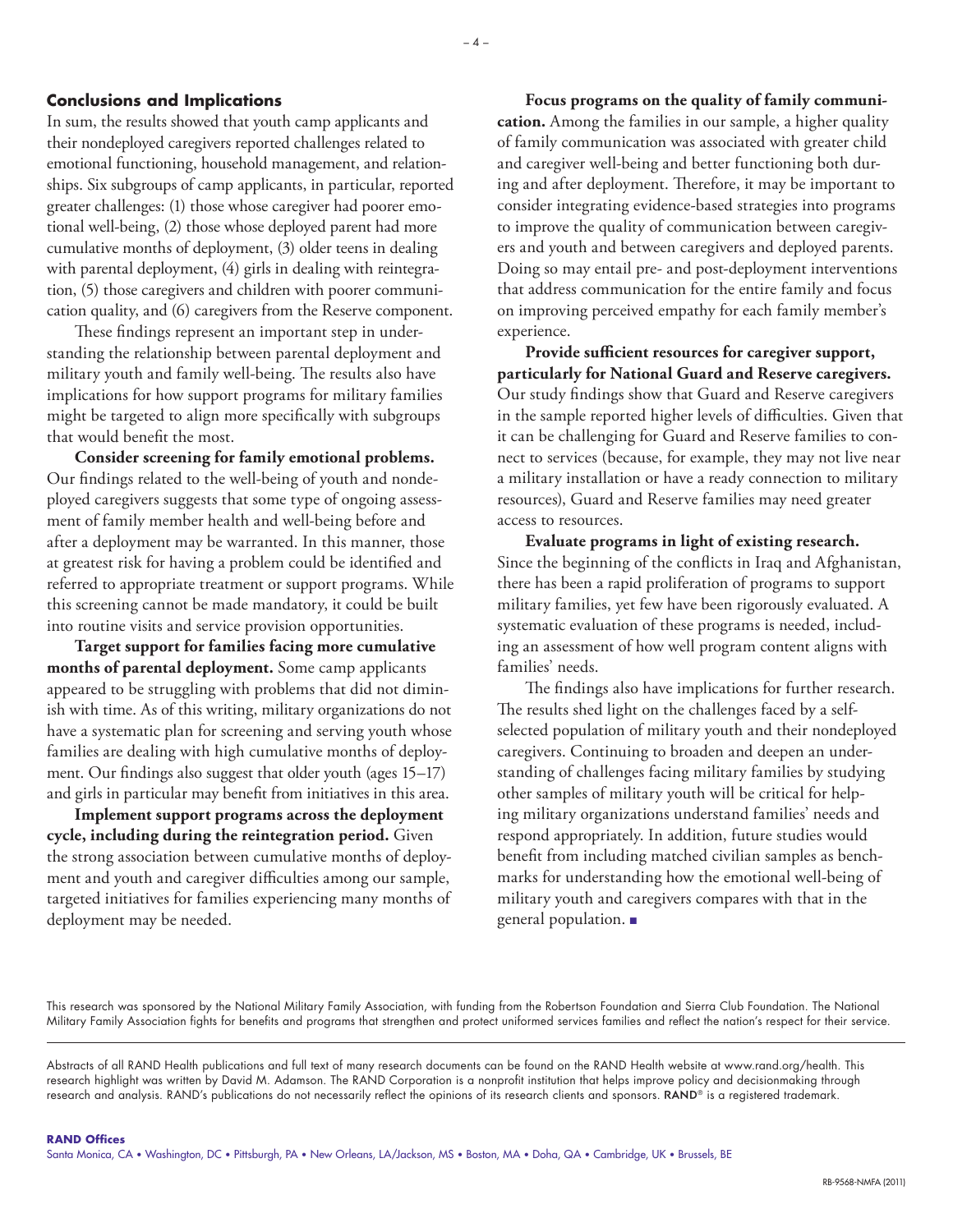## Conclusions and Implications

In sum, the results showed that youth camp applicants and their nondeployed caregivers reported challenges related to emotional functioning, household management, and relationships. Six subgroups of camp applicants, in particular, reported greater challenges: (1) those whose caregiver had poorer emotional well-being, (2) those whose deployed parent had more cumulative months of deployment, (3) older teens in dealing with parental deployment, (4) girls in dealing with reintegration, (5) those caregivers and children with poorer communication quality, and (6) caregivers from the Reserve component.

These findings represent an important step in understanding the relationship between parental deployment and military youth and family well-being. The results also have implications for how support programs for military families might be targeted to align more specifically with subgroups that would benefit the most.

**Consider screening for family emotional problems.** Our findings related to the well-being of youth and nondeployed caregivers suggests that some type of ongoing assessment of family member health and well-being before and after a deployment may be warranted. In this manner, those at greatest risk for having a problem could be identified and referred to appropriate treatment or support programs. While this screening cannot be made mandatory, it could be built into routine visits and service provision opportunities.

**Target support for families facing more cumulative months of parental deployment.** Some camp applicants appeared to be struggling with problems that did not diminish with time. As of this writing, military organizations do not have a systematic plan for screening and serving youth whose families are dealing with high cumulative months of deployment. Our findings also suggest that older youth (ages 15–17) and girls in particular may benefit from initiatives in this area.

**Implement support programs across the deployment cycle, including during the reintegration period.** Given the strong association between cumulative months of deployment and youth and caregiver difficulties among our sample, targeted initiatives for families experiencing many months of deployment may be needed.

**Focus programs on the quality of family communication.** Among the families in our sample, a higher quality of family communication was associated with greater child and caregiver well-being and better functioning both during and after deployment. Therefore, it may be important to consider integrating evidence-based strategies into programs to improve the quality of communication between caregivers and youth and between caregivers and deployed parents. Doing so may entail pre- and post-deployment interventions that address communication for the entire family and focus on improving perceived empathy for each family member's experience.

**Provide sufficient resources for caregiver support, particularly for National Guard and Reserve caregivers.** Our study findings show that Guard and Reserve caregivers in the sample reported higher levels of difficulties. Given that it can be challenging for Guard and Reserve families to connect to services (because, for example, they may not live near a military installation or have a ready connection to military resources), Guard and Reserve families may need greater access to resources.

**Evaluate programs in light of existing research.** Since the beginning of the conflicts in Iraq and Afghanistan, there has been a rapid proliferation of programs to support military families, yet few have been rigorously evaluated. A systematic evaluation of these programs is needed, including an assessment of how well program content aligns with families' needs.

The findings also have implications for further research. The results shed light on the challenges faced by a self-selected population of military youth and their nondeployed caregivers. Continuing to broaden and deepen an understanding of challenges facing military families by studying other samples of military youth will be critical for helping military organizations understand families' needs and respond appropriately. In addition, future studies would benefit from including matched civilian samples as benchmarks for understanding how the emotional well-being of military youth and caregivers compares with that in the general population. ■

This research was sponsored by the National Military Family Association, with funding from the Robertson Foundation and Sierra Club Foundation. The National Military Family Association fights for benefits and programs that strengthen and protect uniformed services families and reflect the nation's respect for their service.

Abstracts of all RAND Health publications and full text of many research documents can be found on the RAND Health website at www.rand.org/health. This research highlight was written by David M. Adamson. The RAND Corporation is a nonprofit institution that helps improve policy and decisionmaking through research and analysis. RAND's publications do not necessarily reflect the opinions of its research clients and sponsors. RAND® is a registered trademark.

**RAND Offices**

Santa Monica, CA • Washington, DC • Pittsburgh, PA • New Orleans, LA/Jackson, MS • Boston, MA • Doha, QA • Cambridge, UK • Brussels, BE

RB-9568-NMFA (2011)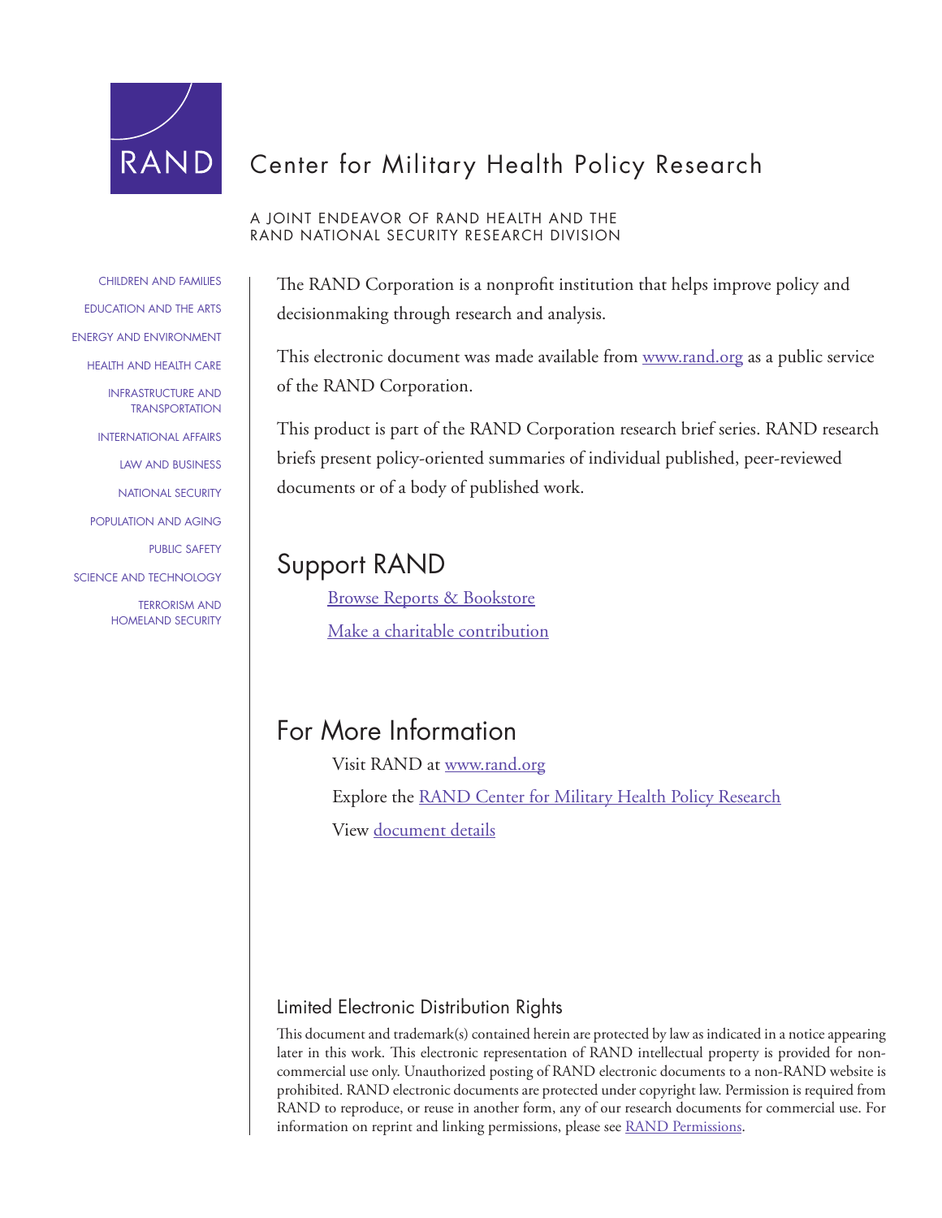RAND

# Center for Military Health Policy Research

A JOINT ENDEAVOR OF RAND HEALTH AND THE RAND NATIONAL SECURITY RESEARCH DIVISION

CHILDREN AND FAMILIES
EDUCATION AND THE ARTS
ENERGY AND ENVIRONMENT
HEALTH AND HEALTH CARE
INFRASTRUCTURE AND TRANSPORTATION
INTERNATIONAL AFFAIRS
LAW AND BUSINESS
NATIONAL SECURITY
POPULATION AND AGING
PUBLIC SAFETY
SCIENCE AND TECHNOLOGY
TERRORISM AND HOMELAND SECURITY

The RAND Corporation is a nonprofit institution that helps improve policy and decisionmaking through research and analysis.

This electronic document was made available from www.rand.org as a public service of the RAND Corporation.

This product is part of the RAND Corporation research brief series. RAND research briefs present policy-oriented summaries of individual published, peer-reviewed documents or of a body of published work.

## Support RAND

Browse Reports & Bookstore

Make a charitable contribution

## For More Information

Visit RAND at www.rand.org

Explore the RAND Center for Military Health Policy Research

View document details

### Limited Electronic Distribution Rights

This document and trademark(s) contained herein are protected by law as indicated in a notice appearing later in this work. This electronic representation of RAND intellectual property is provided for non-commercial use only. Unauthorized posting of RAND electronic documents to a non-RAND website is prohibited. RAND electronic documents are protected under copyright law. Permission is required from RAND to reproduce, or reuse in another form, any of our research documents for commercial use. For information on reprint and linking permissions, please see RAND Permissions.